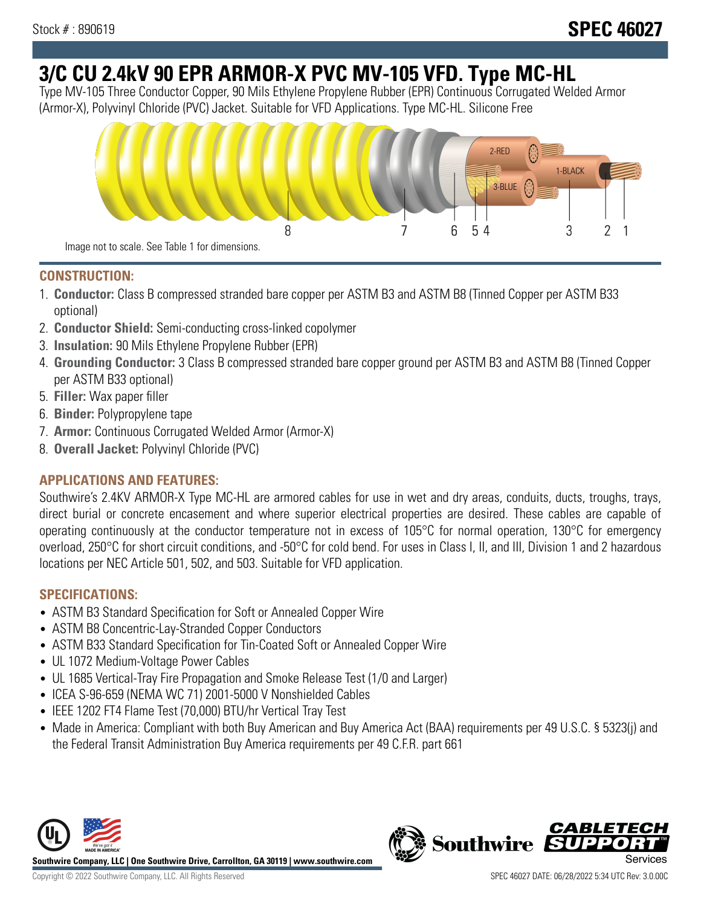Stock # : 890619

# SPEC 46027

## 3/C CU 2.4kV 90 EPR ARMOR-X PVC MV-105 VFD. Type MC-HL

Type MV-105 Three Conductor Copper, 90 Mils Ethylene Propylene Rubber (EPR) Continuous Corrugated Welded Armor (Armor-X), Polyvinyl Chloride (PVC) Jacket. Suitable for VFD Applications. Type MC-HL. Silicone Free

Image not to scale. See Table 1 for dimensions.

### CONSTRUCTION:

1. **Conductor:** Class B compressed stranded bare copper per ASTM B3 and ASTM B8 (Tinned Copper per ASTM B33 optional)
2. **Conductor Shield:** Semi-conducting cross-linked copolymer
3. **Insulation:** 90 Mils Ethylene Propylene Rubber (EPR)
4. **Grounding Conductor:** 3 Class B compressed stranded bare copper ground per ASTM B3 and ASTM B8 (Tinned Copper per ASTM B33 optional)
5. **Filler:** Wax paper filler
6. **Binder:** Polypropylene tape
7. **Armor:** Continuous Corrugated Welded Armor (Armor-X)
8. **Overall Jacket:** Polyvinyl Chloride (PVC)

### APPLICATIONS AND FEATURES:

Southwire's 2.4KV ARMOR-X Type MC-HL are armored cables for use in wet and dry areas, conduits, ducts, troughs, trays, direct burial or concrete encasement and where superior electrical properties are desired. These cables are capable of operating continuously at the conductor temperature not in excess of 105°C for normal operation, 130°C for emergency overload, 250°C for short circuit conditions, and -50°C for cold bend. For uses in Class I, II, and III, Division 1 and 2 hazardous locations per NEC Article 501, 502, and 503. Suitable for VFD application.

### SPECIFICATIONS:

- ASTM B3 Standard Specification for Soft or Annealed Copper Wire
- ASTM B8 Concentric-Lay-Stranded Copper Conductors
- ASTM B33 Standard Specification for Tin-Coated Soft or Annealed Copper Wire
- UL 1072 Medium-Voltage Power Cables
- UL 1685 Vertical-Tray Fire Propagation and Smoke Release Test (1/0 and Larger)
- ICEA S-96-659 (NEMA WC 71) 2001-5000 V Nonshielded Cables
- IEEE 1202 FT4 Flame Test (70,000) BTU/hr Vertical Tray Test
- Made in America: Compliant with both Buy American and Buy America Act (BAA) requirements per 49 U.S.C. § 5323(j) and the Federal Transit Administration Buy America requirements per 49 C.F.R. part 661

Southwire Company, LLC | One Southwire Drive, Carrollton, GA 30119 | www.southwire.com

Copyright © 2022 Southwire Company, LLC. All Rights Reserved

SPEC 46027 DATE: 06/28/2022 5:34 UTC Rev: 3.0.00C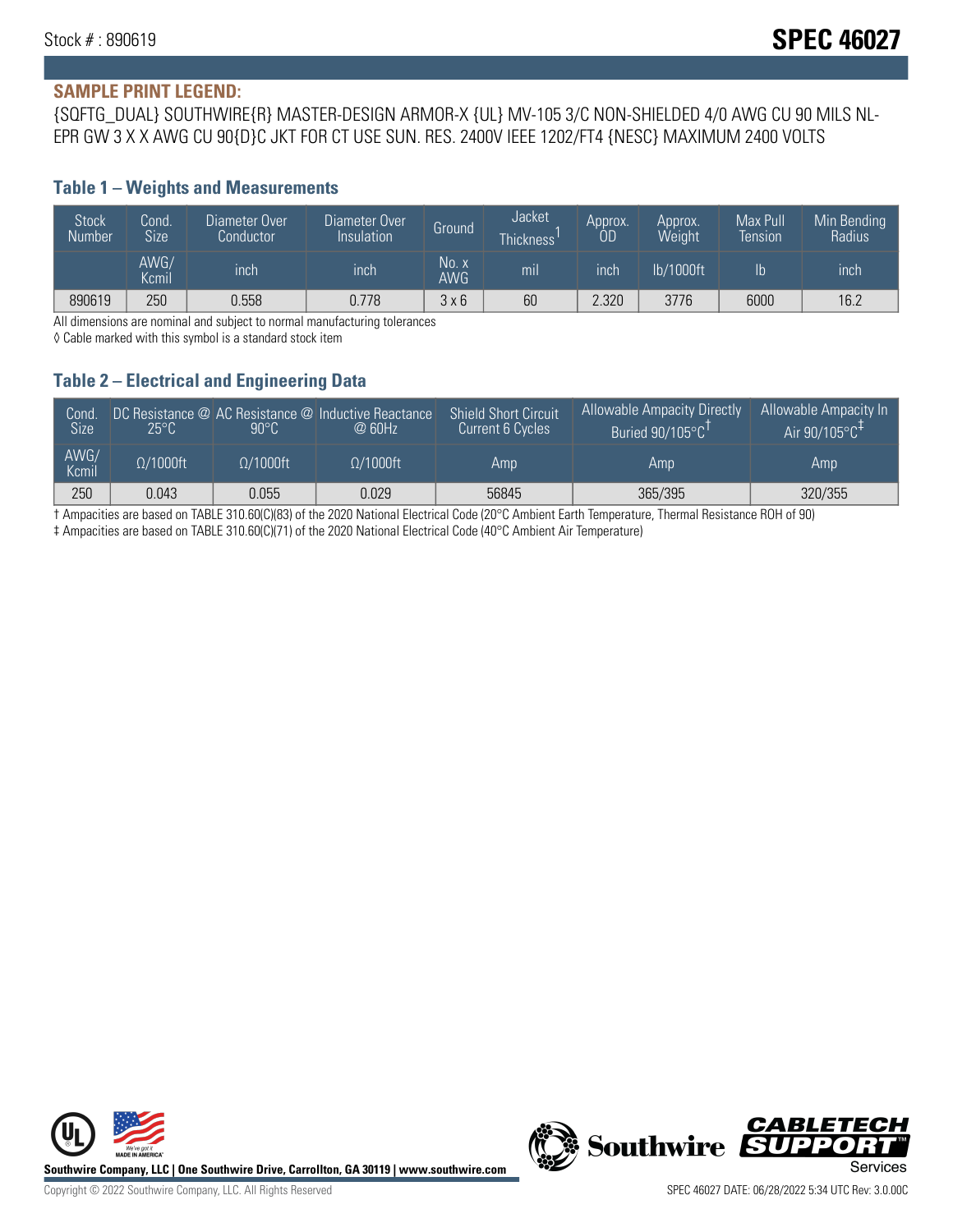Stock # : 890619

# SPEC 46027

**SAMPLE PRINT LEGEND:**

{SQFTG_DUAL} SOUTHWIRE{R} MASTER-DESIGN ARMOR-X {UL} MV-105 3/C NON-SHIELDED 4/0 AWG CU 90 MILS NL-EPR GW 3 X X AWG CU 90{D}C JKT FOR CT USE SUN. RES. 2400V IEEE 1202/FT4 {NESC} MAXIMUM 2400 VOLTS

## Table 1 – Weights and Measurements

| Stock Number | Cond. Size | Diameter Over Conductor | Diameter Over Insulation | Ground | Jacket Thickness[1] | Approx. OD | Approx. Weight | Max Pull Tension | Min Bending Radius |
|---|---|---|---|---|---|---|---|---|---|
| | AWG/ Kcmil | inch | inch | No. x AWG | mil | inch | lb/1000ft | lb | inch |
| 890619 | 250 | 0.558 | 0.778 | 3 x 6 | 60 | 2.320 | 3776 | 6000 | 16.2 |

All dimensions are nominal and subject to normal manufacturing tolerances

◊ Cable marked with this symbol is a standard stock item

## Table 2 – Electrical and Engineering Data

| Cond. Size | DC Resistance @ 25°C | AC Resistance @ 90°C | Inductive Reactance @ 60Hz | Shield Short Circuit Current 6 Cycles | Allowable Ampacity Directly Buried 90/105°C† | Allowable Ampacity In Air 90/105°C‡ |
|---|---|---|---|---|---|---|
| AWG/ Kcmil | Ω/1000ft | Ω/1000ft | Ω/1000ft | Amp | Amp | Amp |
| 250 | 0.043 | 0.055 | 0.029 | 56845 | 365/395 | 320/355 |

† Ampacities are based on TABLE 310.60(C)(83) of the 2020 National Electrical Code (20°C Ambient Earth Temperature, Thermal Resistance ROH of 90)

‡ Ampacities are based on TABLE 310.60(C)(71) of the 2020 National Electrical Code (40°C Ambient Air Temperature)

Southwire Company, LLC | One Southwire Drive, Carrollton, GA 30119 | www.southwire.com

Copyright © 2022 Southwire Company, LLC. All Rights Reserved

SPEC 46027 DATE: 06/28/2022 5:34 UTC Rev: 3.0.00C